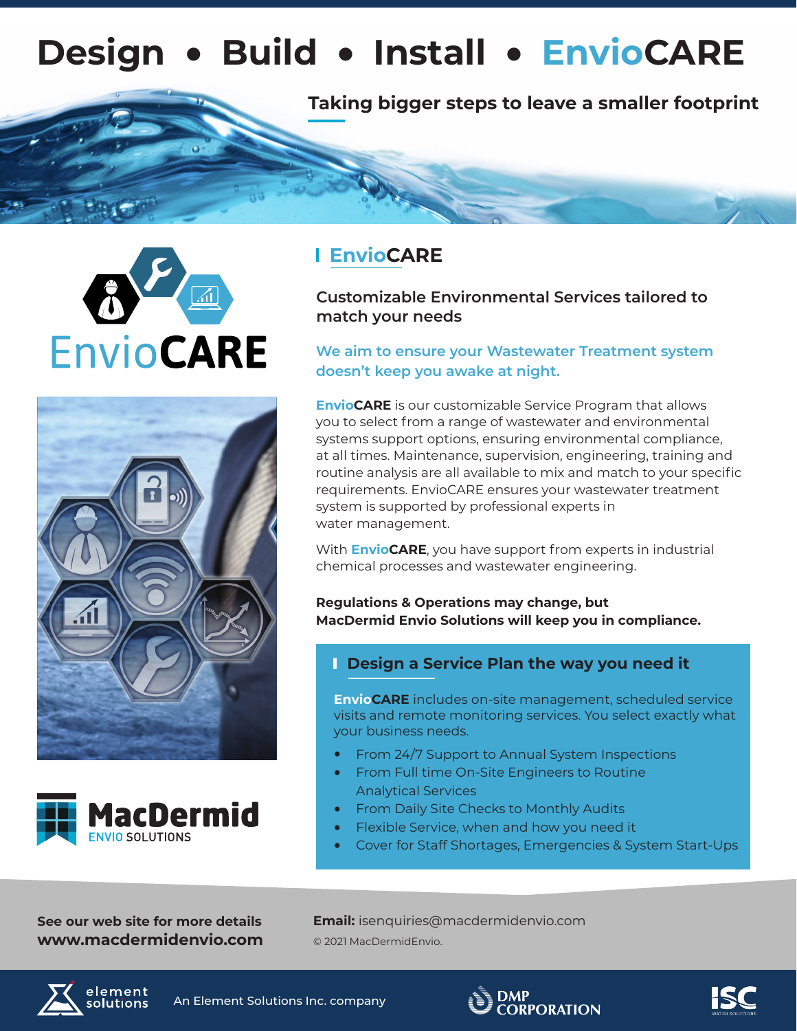# Design • Build • Install • EnvioCARE

**Taking bigger steps to leave a smaller footprint**

EnvioCARE

## EnvioCARE

### Customizable Environmental Services tailored to match your needs

We aim to ensure your Wastewater Treatment system doesn't keep you awake at night.

**EnvioCARE** is our customizable Service Program that allows you to select from a range of wastewater and environmental systems support options, ensuring environmental compliance, at all times. Maintenance, supervision, engineering, training and routine analysis are all available to mix and match to your specific requirements. EnvioCARE ensures your wastewater treatment system is supported by professional experts in water management.

With **EnvioCARE**, you have support from experts in industrial chemical processes and wastewater engineering.

**Regulations & Operations may change, but MacDermid Envio Solutions will keep you in compliance.**

## Design a Service Plan the way you need it

**EnvioCARE** includes on-site management, scheduled service visits and remote monitoring services. You select exactly what your business needs.

- From 24/7 Support to Annual System Inspections
- From Full time On-Site Engineers to Routine Analytical Services
- From Daily Site Checks to Monthly Audits
- Flexible Service, when and how you need it
- Cover for Staff Shortages, Emergencies & System Start-Ups

MacDermid ENVIO SOLUTIONS

**See our web site for more details**
**www.macdermidenvio.com**

**Email:** isenquiries@macdermidenvio.com

© 2021 MacDermidEnvio.

element solutions — An Element Solutions Inc. company

DMP CORPORATION

ISC WATER SOLUTIONS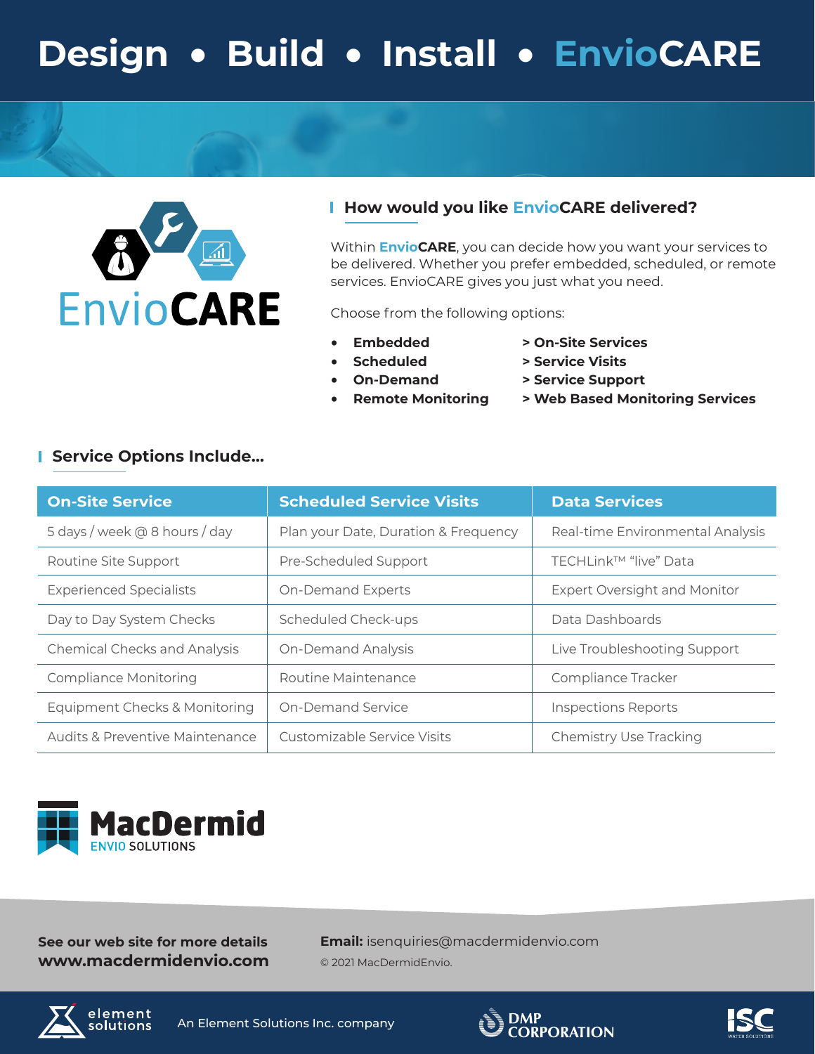# Design • Build • Install • EnvioCARE

EnvioCARE

## How would you like EnvioCARE delivered?

Within **EnvioCARE**, you can decide how you want your services to be delivered. Whether you prefer embedded, scheduled, or remote services. EnvioCARE gives you just what you need.

Choose from the following options:

- **Embedded** **> On-Site Services**
- **Scheduled** **> Service Visits**
- **On-Demand** **> Service Support**
- **Remote Monitoring** **> Web Based Monitoring Services**

## Service Options Include...

| On-Site Service | Scheduled Service Visits | Data Services |
|---|---|---|
| 5 days / week @ 8 hours / day | Plan your Date, Duration & Frequency | Real-time Environmental Analysis |
| Routine Site Support | Pre-Scheduled Support | TECHLink™ "live" Data |
| Experienced Specialists | On-Demand Experts | Expert Oversight and Monitor |
| Day to Day System Checks | Scheduled Check-ups | Data Dashboards |
| Chemical Checks and Analysis | On-Demand Analysis | Live Troubleshooting Support |
| Compliance Monitoring | Routine Maintenance | Compliance Tracker |
| Equipment Checks & Monitoring | On-Demand Service | Inspections Reports |
| Audits & Preventive Maintenance | Customizable Service Visits | Chemistry Use Tracking |

MacDermid ENVIO SOLUTIONS

**See our web site for more details**
**www.macdermidenvio.com**

**Email:** isenquiries@macdermidenvio.com

© 2021 MacDermidEnvio.

element solutions — An Element Solutions Inc. company

DMP CORPORATION

ISC WATER SOLUTIONS